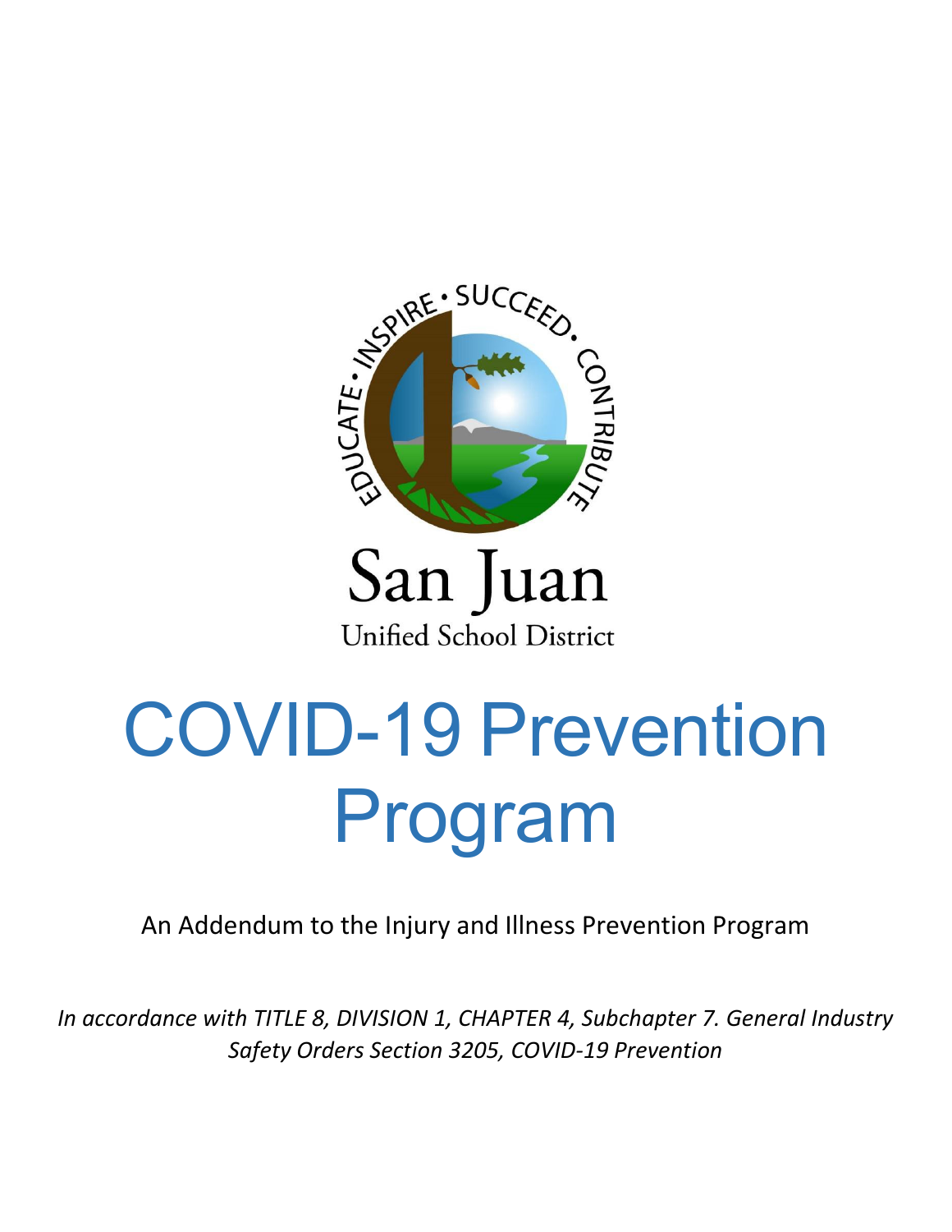EDUCATE • INSPIRE • SUCCEED • CONTRIBUTE

San Juan

Unified School District

# COVID-19 Prevention Program

An Addendum to the Injury and Illness Prevention Program

*In accordance with TITLE 8, DIVISION 1, CHAPTER 4, Subchapter 7. General Industry Safety Orders Section 3205, COVID-19 Prevention*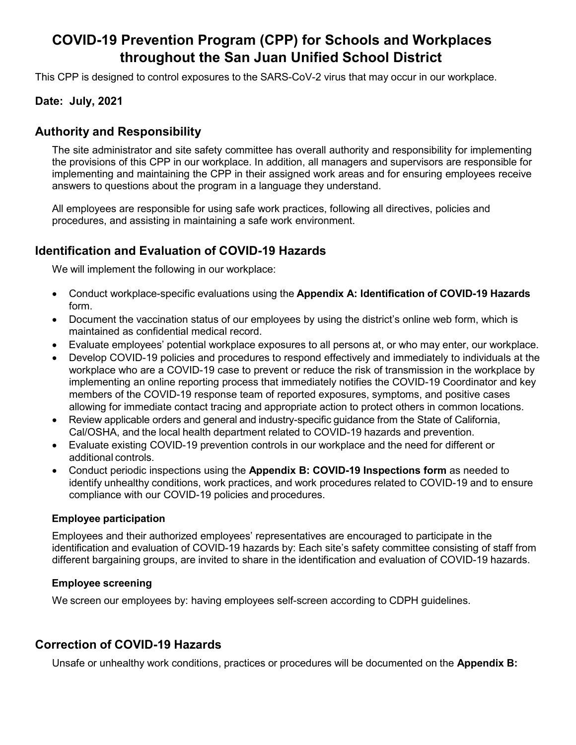# COVID-19 Prevention Program (CPP) for Schools and Workplaces throughout the San Juan Unified School District

This CPP is designed to control exposures to the SARS-CoV-2 virus that may occur in our workplace.

**Date: July, 2021**

## Authority and Responsibility

The site administrator and site safety committee has overall authority and responsibility for implementing the provisions of this CPP in our workplace. In addition, all managers and supervisors are responsible for implementing and maintaining the CPP in their assigned work areas and for ensuring employees receive answers to questions about the program in a language they understand.

All employees are responsible for using safe work practices, following all directives, policies and procedures, and assisting in maintaining a safe work environment.

## Identification and Evaluation of COVID-19 Hazards

We will implement the following in our workplace:

- Conduct workplace-specific evaluations using the **Appendix A: Identification of COVID-19 Hazards** form.
- Document the vaccination status of our employees by using the district's online web form, which is maintained as confidential medical record.
- Evaluate employees' potential workplace exposures to all persons at, or who may enter, our workplace.
- Develop COVID-19 policies and procedures to respond effectively and immediately to individuals at the workplace who are a COVID-19 case to prevent or reduce the risk of transmission in the workplace by implementing an online reporting process that immediately notifies the COVID-19 Coordinator and key members of the COVID-19 response team of reported exposures, symptoms, and positive cases allowing for immediate contact tracing and appropriate action to protect others in common locations.
- Review applicable orders and general and industry-specific guidance from the State of California, Cal/OSHA, and the local health department related to COVID-19 hazards and prevention.
- Evaluate existing COVID-19 prevention controls in our workplace and the need for different or additional controls.
- Conduct periodic inspections using the **Appendix B: COVID-19 Inspections form** as needed to identify unhealthy conditions, work practices, and work procedures related to COVID-19 and to ensure compliance with our COVID-19 policies and procedures.

### Employee participation

Employees and their authorized employees' representatives are encouraged to participate in the identification and evaluation of COVID-19 hazards by: Each site's safety committee consisting of staff from different bargaining groups, are invited to share in the identification and evaluation of COVID-19 hazards.

### Employee screening

We screen our employees by: having employees self-screen according to CDPH guidelines.

## Correction of COVID-19 Hazards

Unsafe or unhealthy work conditions, practices or procedures will be documented on the **Appendix B:**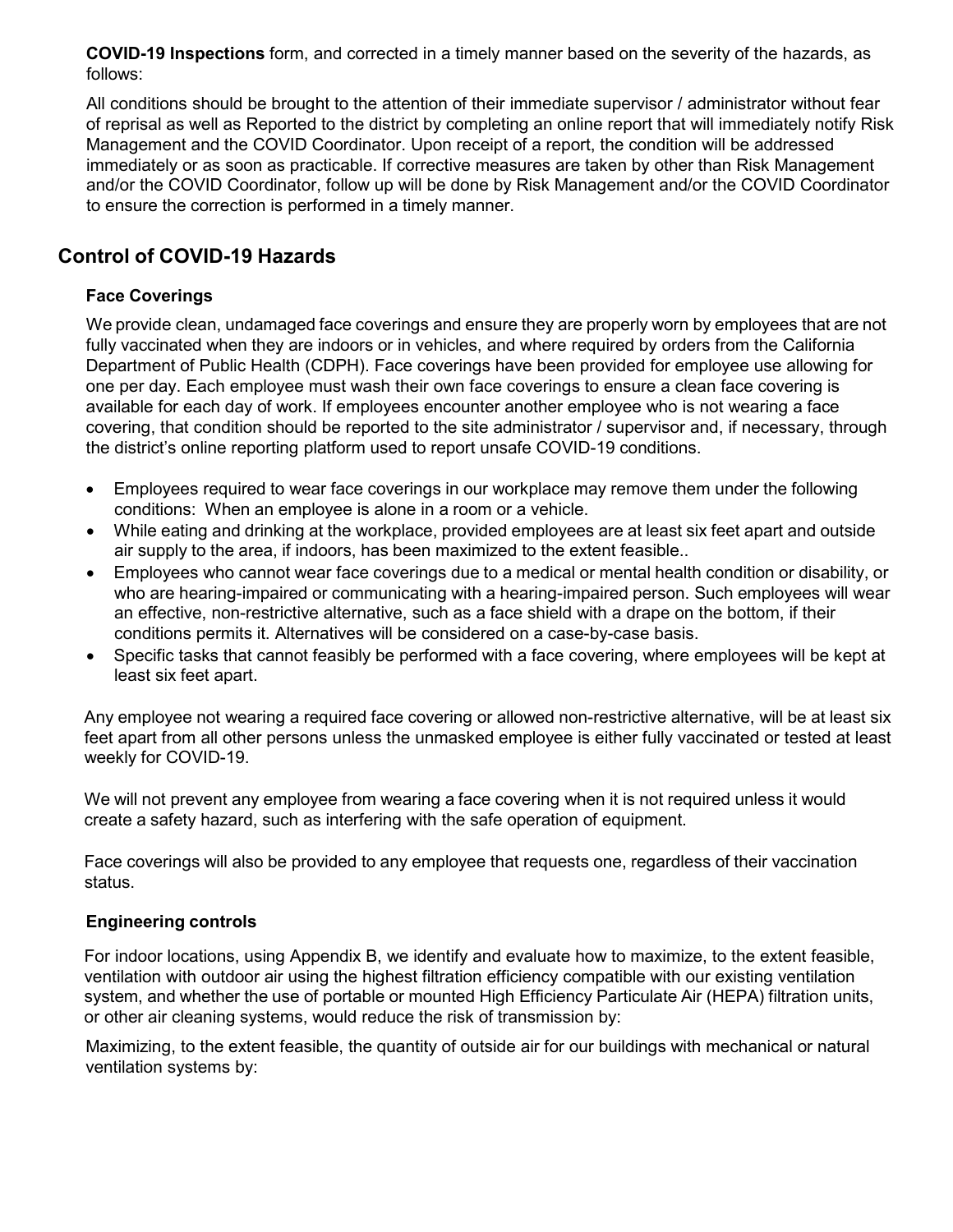**COVID-19 Inspections** form, and corrected in a timely manner based on the severity of the hazards, as follows:

All conditions should be brought to the attention of their immediate supervisor / administrator without fear of reprisal as well as Reported to the district by completing an online report that will immediately notify Risk Management and the COVID Coordinator. Upon receipt of a report, the condition will be addressed immediately or as soon as practicable. If corrective measures are taken by other than Risk Management and/or the COVID Coordinator, follow up will be done by Risk Management and/or the COVID Coordinator to ensure the correction is performed in a timely manner.

## Control of COVID-19 Hazards

### Face Coverings

We provide clean, undamaged face coverings and ensure they are properly worn by employees that are not fully vaccinated when they are indoors or in vehicles, and where required by orders from the California Department of Public Health (CDPH). Face coverings have been provided for employee use allowing for one per day. Each employee must wash their own face coverings to ensure a clean face covering is available for each day of work. If employees encounter another employee who is not wearing a face covering, that condition should be reported to the site administrator / supervisor and, if necessary, through the district's online reporting platform used to report unsafe COVID-19 conditions.

- Employees required to wear face coverings in our workplace may remove them under the following conditions: When an employee is alone in a room or a vehicle.
- While eating and drinking at the workplace, provided employees are at least six feet apart and outside air supply to the area, if indoors, has been maximized to the extent feasible..
- Employees who cannot wear face coverings due to a medical or mental health condition or disability, or who are hearing-impaired or communicating with a hearing-impaired person. Such employees will wear an effective, non-restrictive alternative, such as a face shield with a drape on the bottom, if their conditions permits it. Alternatives will be considered on a case-by-case basis.
- Specific tasks that cannot feasibly be performed with a face covering, where employees will be kept at least six feet apart.

Any employee not wearing a required face covering or allowed non-restrictive alternative, will be at least six feet apart from all other persons unless the unmasked employee is either fully vaccinated or tested at least weekly for COVID-19.

We will not prevent any employee from wearing a face covering when it is not required unless it would create a safety hazard, such as interfering with the safe operation of equipment.

Face coverings will also be provided to any employee that requests one, regardless of their vaccination status.

### Engineering controls

For indoor locations, using Appendix B, we identify and evaluate how to maximize, to the extent feasible, ventilation with outdoor air using the highest filtration efficiency compatible with our existing ventilation system, and whether the use of portable or mounted High Efficiency Particulate Air (HEPA) filtration units, or other air cleaning systems, would reduce the risk of transmission by:

Maximizing, to the extent feasible, the quantity of outside air for our buildings with mechanical or natural ventilation systems by: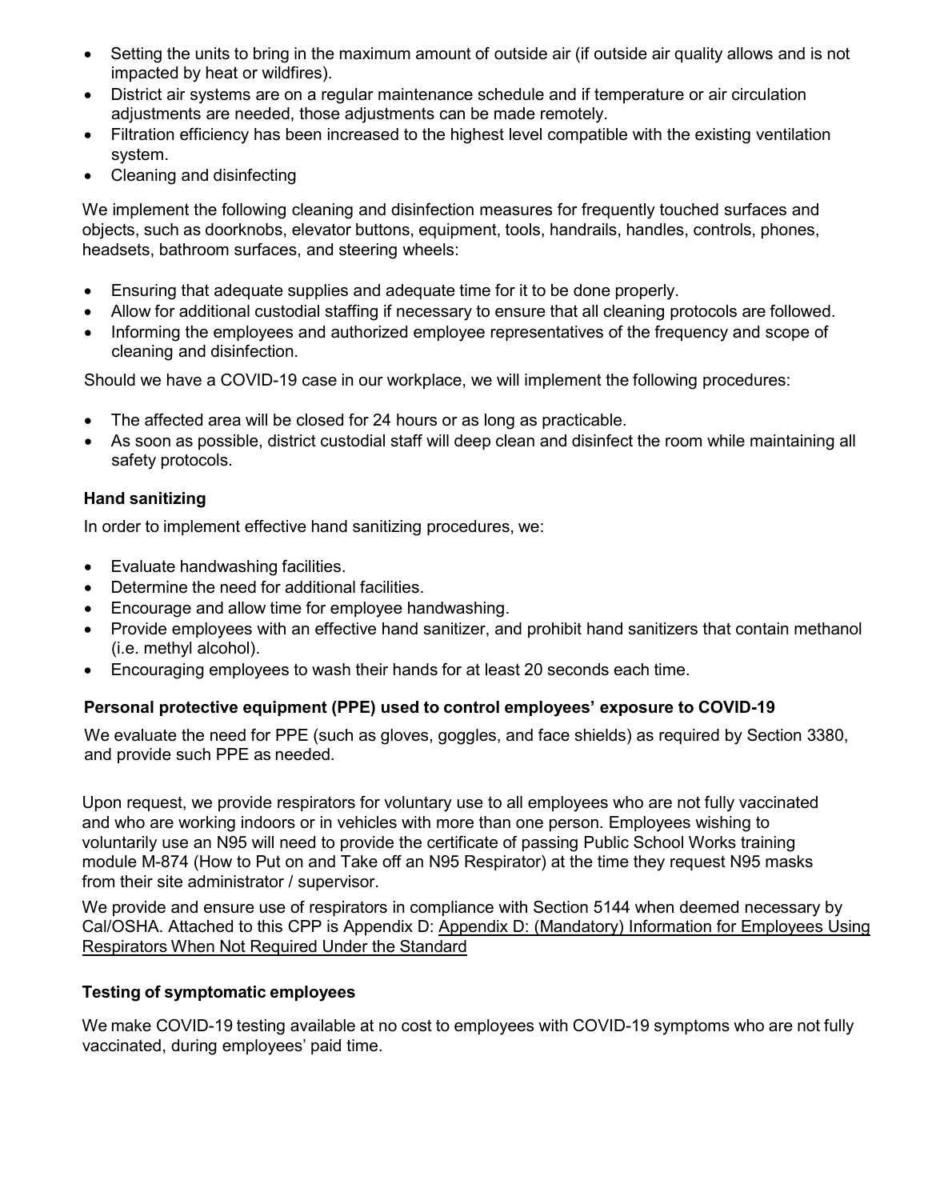- Setting the units to bring in the maximum amount of outside air (if outside air quality allows and is not impacted by heat or wildfires).
- District air systems are on a regular maintenance schedule and if temperature or air circulation adjustments are needed, those adjustments can be made remotely.
- Filtration efficiency has been increased to the highest level compatible with the existing ventilation system.
- Cleaning and disinfecting

We implement the following cleaning and disinfection measures for frequently touched surfaces and objects, such as doorknobs, elevator buttons, equipment, tools, handrails, handles, controls, phones, headsets, bathroom surfaces, and steering wheels:

- Ensuring that adequate supplies and adequate time for it to be done properly.
- Allow for additional custodial staffing if necessary to ensure that all cleaning protocols are followed.
- Informing the employees and authorized employee representatives of the frequency and scope of cleaning and disinfection.

Should we have a COVID-19 case in our workplace, we will implement the following procedures:

- The affected area will be closed for 24 hours or as long as practicable.
- As soon as possible, district custodial staff will deep clean and disinfect the room while maintaining all safety protocols.

### Hand sanitizing

In order to implement effective hand sanitizing procedures, we:

- Evaluate handwashing facilities.
- Determine the need for additional facilities.
- Encourage and allow time for employee handwashing.
- Provide employees with an effective hand sanitizer, and prohibit hand sanitizers that contain methanol (i.e. methyl alcohol).
- Encouraging employees to wash their hands for at least 20 seconds each time.

### Personal protective equipment (PPE) used to control employees' exposure to COVID-19

We evaluate the need for PPE (such as gloves, goggles, and face shields) as required by Section 3380, and provide such PPE as needed.

Upon request, we provide respirators for voluntary use to all employees who are not fully vaccinated and who are working indoors or in vehicles with more than one person. Employees wishing to voluntarily use an N95 will need to provide the certificate of passing Public School Works training module M-874 (How to Put on and Take off an N95 Respirator) at the time they request N95 masks from their site administrator / supervisor.

We provide and ensure use of respirators in compliance with Section 5144 when deemed necessary by Cal/OSHA. Attached to this CPP is Appendix D: Appendix D: (Mandatory) Information for Employees Using Respirators When Not Required Under the Standard

### Testing of symptomatic employees

We make COVID-19 testing available at no cost to employees with COVID-19 symptoms who are not fully vaccinated, during employees' paid time.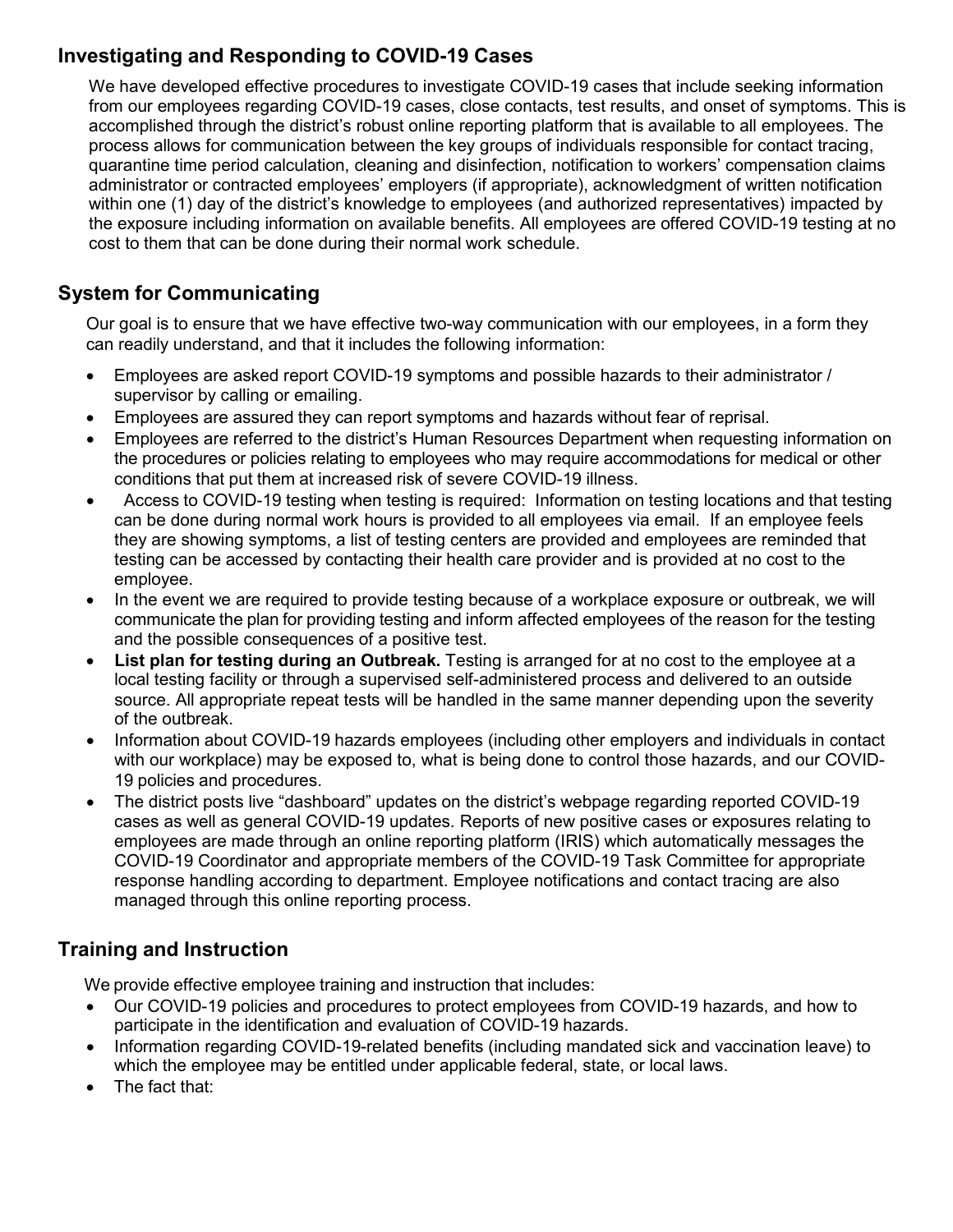## Investigating and Responding to COVID-19 Cases

We have developed effective procedures to investigate COVID-19 cases that include seeking information from our employees regarding COVID-19 cases, close contacts, test results, and onset of symptoms. This is accomplished through the district's robust online reporting platform that is available to all employees. The process allows for communication between the key groups of individuals responsible for contact tracing, quarantine time period calculation, cleaning and disinfection, notification to workers' compensation claims administrator or contracted employees' employers (if appropriate), acknowledgment of written notification within one (1) day of the district's knowledge to employees (and authorized representatives) impacted by the exposure including information on available benefits. All employees are offered COVID-19 testing at no cost to them that can be done during their normal work schedule.

## System for Communicating

Our goal is to ensure that we have effective two-way communication with our employees, in a form they can readily understand, and that it includes the following information:

- Employees are asked report COVID-19 symptoms and possible hazards to their administrator / supervisor by calling or emailing.
- Employees are assured they can report symptoms and hazards without fear of reprisal.
- Employees are referred to the district's Human Resources Department when requesting information on the procedures or policies relating to employees who may require accommodations for medical or other conditions that put them at increased risk of severe COVID-19 illness.
- Access to COVID-19 testing when testing is required: Information on testing locations and that testing can be done during normal work hours is provided to all employees via email. If an employee feels they are showing symptoms, a list of testing centers are provided and employees are reminded that testing can be accessed by contacting their health care provider and is provided at no cost to the employee.
- In the event we are required to provide testing because of a workplace exposure or outbreak, we will communicate the plan for providing testing and inform affected employees of the reason for the testing and the possible consequences of a positive test.
- **List plan for testing during an Outbreak.** Testing is arranged for at no cost to the employee at a local testing facility or through a supervised self-administered process and delivered to an outside source. All appropriate repeat tests will be handled in the same manner depending upon the severity of the outbreak.
- Information about COVID-19 hazards employees (including other employers and individuals in contact with our workplace) may be exposed to, what is being done to control those hazards, and our COVID-19 policies and procedures.
- The district posts live "dashboard" updates on the district's webpage regarding reported COVID-19 cases as well as general COVID-19 updates. Reports of new positive cases or exposures relating to employees are made through an online reporting platform (IRIS) which automatically messages the COVID-19 Coordinator and appropriate members of the COVID-19 Task Committee for appropriate response handling according to department. Employee notifications and contact tracing are also managed through this online reporting process.

## Training and Instruction

We provide effective employee training and instruction that includes:

- Our COVID-19 policies and procedures to protect employees from COVID-19 hazards, and how to participate in the identification and evaluation of COVID-19 hazards.
- Information regarding COVID-19-related benefits (including mandated sick and vaccination leave) to which the employee may be entitled under applicable federal, state, or local laws.
- The fact that: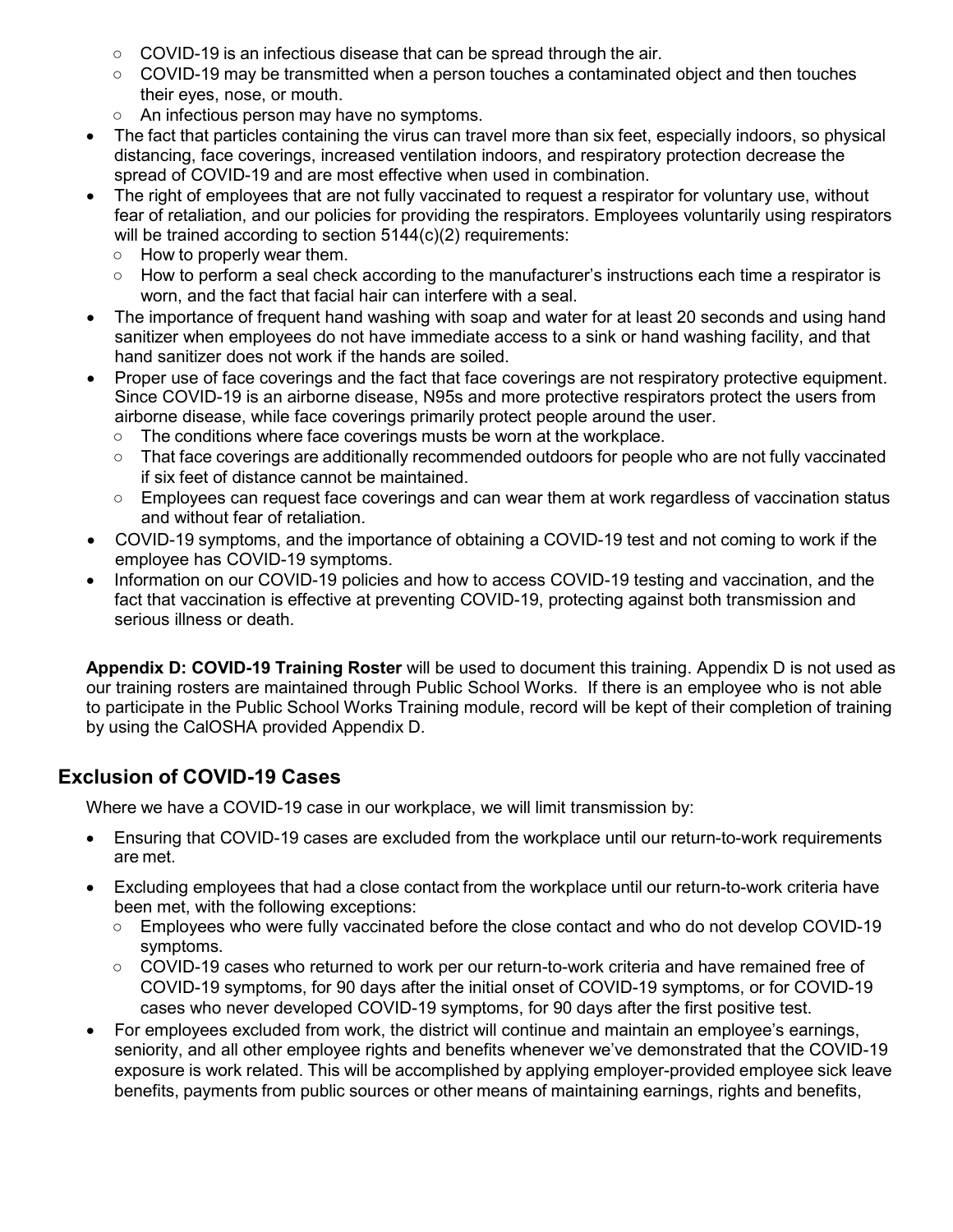- COVID-19 is an infectious disease that can be spread through the air.
  - COVID-19 may be transmitted when a person touches a contaminated object and then touches their eyes, nose, or mouth.
  - An infectious person may have no symptoms.
- The fact that particles containing the virus can travel more than six feet, especially indoors, so physical distancing, face coverings, increased ventilation indoors, and respiratory protection decrease the spread of COVID-19 and are most effective when used in combination.
- The right of employees that are not fully vaccinated to request a respirator for voluntary use, without fear of retaliation, and our policies for providing the respirators. Employees voluntarily using respirators will be trained according to section 5144(c)(2) requirements:
  - How to properly wear them.
  - How to perform a seal check according to the manufacturer's instructions each time a respirator is worn, and the fact that facial hair can interfere with a seal.
- The importance of frequent hand washing with soap and water for at least 20 seconds and using hand sanitizer when employees do not have immediate access to a sink or hand washing facility, and that hand sanitizer does not work if the hands are soiled.
- Proper use of face coverings and the fact that face coverings are not respiratory protective equipment. Since COVID-19 is an airborne disease, N95s and more protective respirators protect the users from airborne disease, while face coverings primarily protect people around the user.
  - The conditions where face coverings musts be worn at the workplace.
  - That face coverings are additionally recommended outdoors for people who are not fully vaccinated if six feet of distance cannot be maintained.
  - Employees can request face coverings and can wear them at work regardless of vaccination status and without fear of retaliation.
- COVID-19 symptoms, and the importance of obtaining a COVID-19 test and not coming to work if the employee has COVID-19 symptoms.
- Information on our COVID-19 policies and how to access COVID-19 testing and vaccination, and the fact that vaccination is effective at preventing COVID-19, protecting against both transmission and serious illness or death.

**Appendix D: COVID-19 Training Roster** will be used to document this training. Appendix D is not used as our training rosters are maintained through Public School Works. If there is an employee who is not able to participate in the Public School Works Training module, record will be kept of their completion of training by using the CalOSHA provided Appendix D.

## Exclusion of COVID-19 Cases

Where we have a COVID-19 case in our workplace, we will limit transmission by:

- Ensuring that COVID-19 cases are excluded from the workplace until our return-to-work requirements are met.
- Excluding employees that had a close contact from the workplace until our return-to-work criteria have been met, with the following exceptions:
  - Employees who were fully vaccinated before the close contact and who do not develop COVID-19 symptoms.
  - COVID-19 cases who returned to work per our return-to-work criteria and have remained free of COVID-19 symptoms, for 90 days after the initial onset of COVID-19 symptoms, or for COVID-19 cases who never developed COVID-19 symptoms, for 90 days after the first positive test.
- For employees excluded from work, the district will continue and maintain an employee's earnings, seniority, and all other employee rights and benefits whenever we've demonstrated that the COVID-19 exposure is work related. This will be accomplished by applying employer-provided employee sick leave benefits, payments from public sources or other means of maintaining earnings, rights and benefits,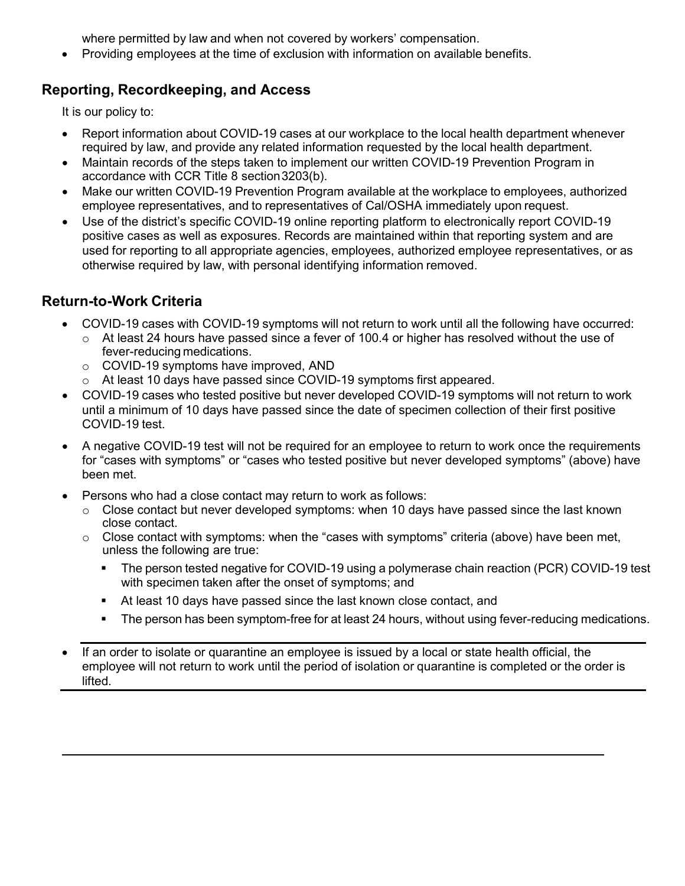where permitted by law and when not covered by workers' compensation.

- Providing employees at the time of exclusion with information on available benefits.

## Reporting, Recordkeeping, and Access

It is our policy to:

- Report information about COVID-19 cases at our workplace to the local health department whenever required by law, and provide any related information requested by the local health department.
- Maintain records of the steps taken to implement our written COVID-19 Prevention Program in accordance with CCR Title 8 section 3203(b).
- Make our written COVID-19 Prevention Program available at the workplace to employees, authorized employee representatives, and to representatives of Cal/OSHA immediately upon request.
- Use of the district's specific COVID-19 online reporting platform to electronically report COVID-19 positive cases as well as exposures. Records are maintained within that reporting system and are used for reporting to all appropriate agencies, employees, authorized employee representatives, or as otherwise required by law, with personal identifying information removed.

## Return-to-Work Criteria

- COVID-19 cases with COVID-19 symptoms will not return to work until all the following have occurred:
  - At least 24 hours have passed since a fever of 100.4 or higher has resolved without the use of fever-reducing medications.
  - COVID-19 symptoms have improved, AND
  - At least 10 days have passed since COVID-19 symptoms first appeared.
- COVID-19 cases who tested positive but never developed COVID-19 symptoms will not return to work until a minimum of 10 days have passed since the date of specimen collection of their first positive COVID-19 test.
- A negative COVID-19 test will not be required for an employee to return to work once the requirements for "cases with symptoms" or "cases who tested positive but never developed symptoms" (above) have been met.
- Persons who had a close contact may return to work as follows:
  - Close contact but never developed symptoms: when 10 days have passed since the last known close contact.
  - Close contact with symptoms: when the "cases with symptoms" criteria (above) have been met, unless the following are true:
    - The person tested negative for COVID-19 using a polymerase chain reaction (PCR) COVID-19 test with specimen taken after the onset of symptoms; and
    - At least 10 days have passed since the last known close contact, and
    - The person has been symptom-free for at least 24 hours, without using fever-reducing medications.
- If an order to isolate or quarantine an employee is issued by a local or state health official, the employee will not return to work until the period of isolation or quarantine is completed or the order is lifted.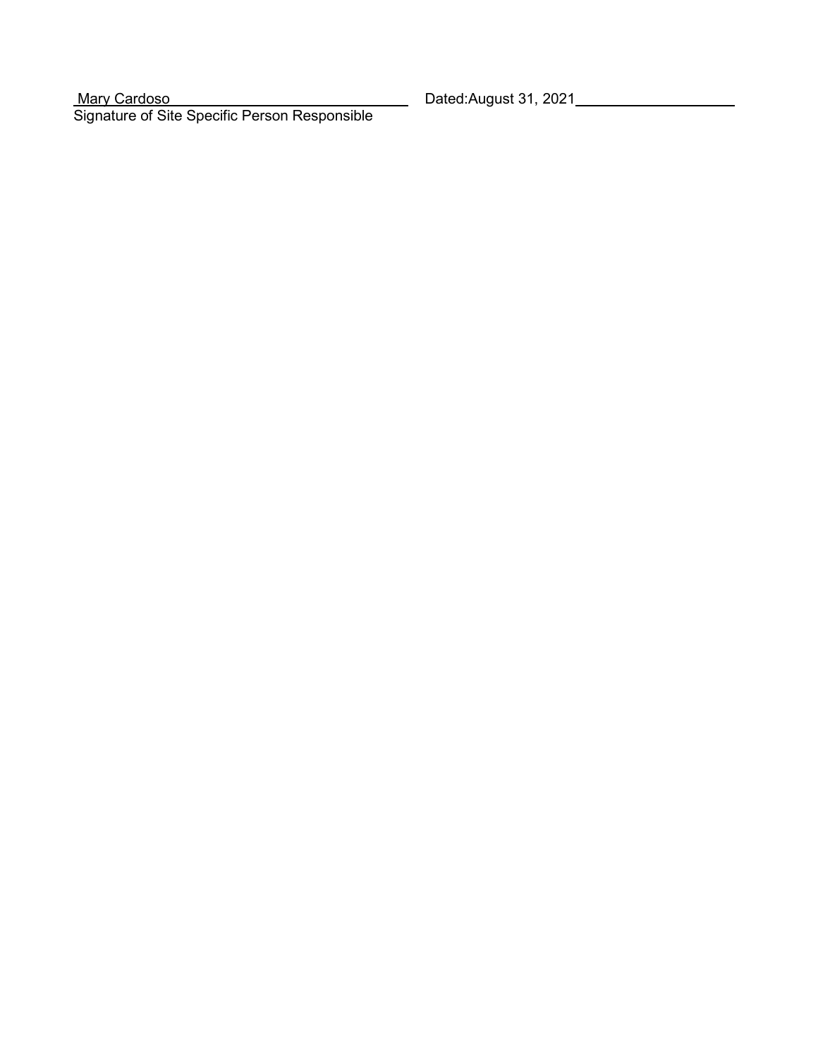Mary Cardoso ______________________________ Dated:August 31, 2021____________________

Signature of Site Specific Person Responsible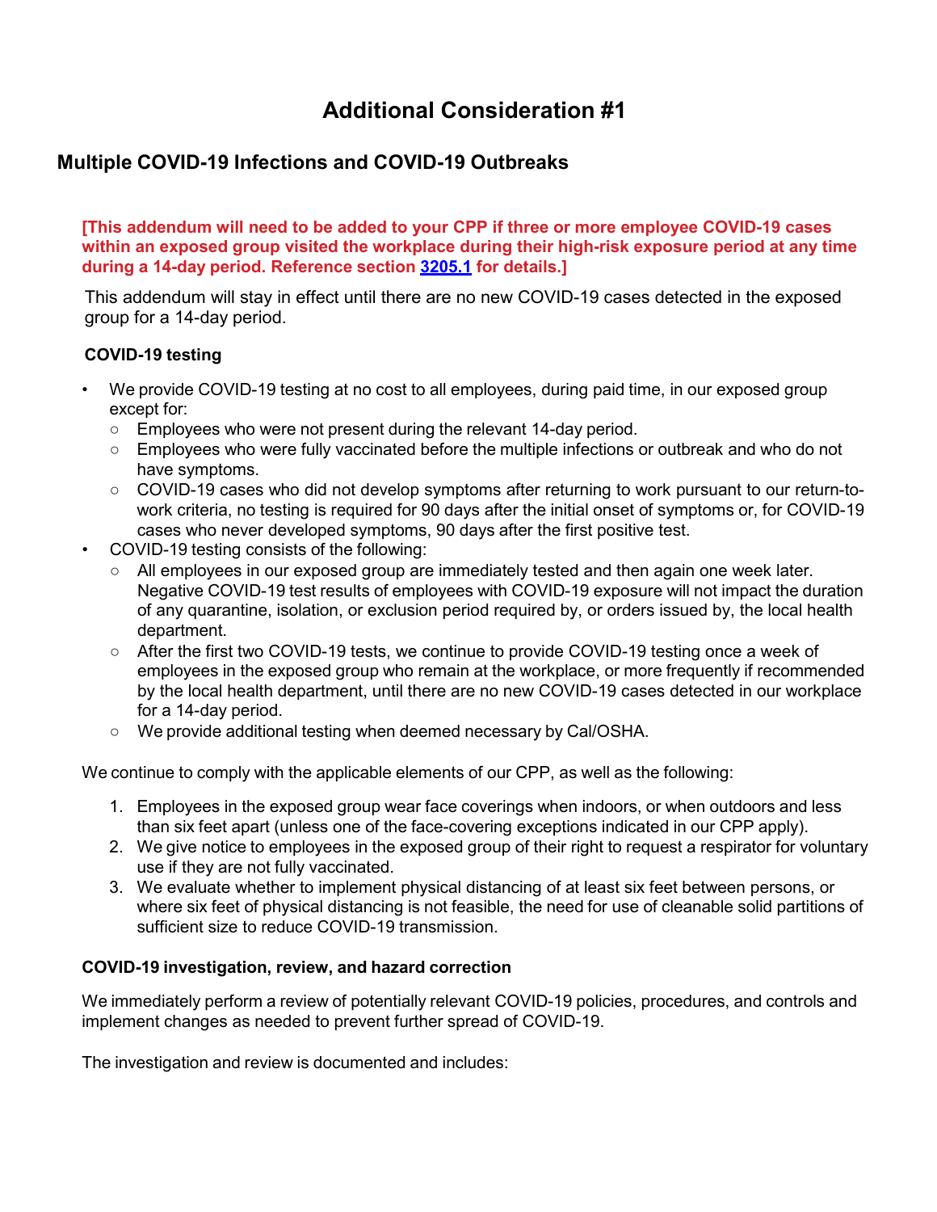# Additional Consideration #1

## Multiple COVID-19 Infections and COVID-19 Outbreaks

**[This addendum will need to be added to your CPP if three or more employee COVID-19 cases within an exposed group visited the workplace during their high-risk exposure period at any time during a 14-day period. Reference section 3205.1 for details.]**

This addendum will stay in effect until there are no new COVID-19 cases detected in the exposed group for a 14-day period.

### COVID-19 testing

- We provide COVID-19 testing at no cost to all employees, during paid time, in our exposed group except for:
  - Employees who were not present during the relevant 14-day period.
  - Employees who were fully vaccinated before the multiple infections or outbreak and who do not have symptoms.
  - COVID-19 cases who did not develop symptoms after returning to work pursuant to our return-to-work criteria, no testing is required for 90 days after the initial onset of symptoms or, for COVID-19 cases who never developed symptoms, 90 days after the first positive test.
- COVID-19 testing consists of the following:
  - All employees in our exposed group are immediately tested and then again one week later. Negative COVID-19 test results of employees with COVID-19 exposure will not impact the duration of any quarantine, isolation, or exclusion period required by, or orders issued by, the local health department.
  - After the first two COVID-19 tests, we continue to provide COVID-19 testing once a week of employees in the exposed group who remain at the workplace, or more frequently if recommended by the local health department, until there are no new COVID-19 cases detected in our workplace for a 14-day period.
  - We provide additional testing when deemed necessary by Cal/OSHA.

We continue to comply with the applicable elements of our CPP, as well as the following:

1. Employees in the exposed group wear face coverings when indoors, or when outdoors and less than six feet apart (unless one of the face-covering exceptions indicated in our CPP apply).
2. We give notice to employees in the exposed group of their right to request a respirator for voluntary use if they are not fully vaccinated.
3. We evaluate whether to implement physical distancing of at least six feet between persons, or where six feet of physical distancing is not feasible, the need for use of cleanable solid partitions of sufficient size to reduce COVID-19 transmission.

### COVID-19 investigation, review, and hazard correction

We immediately perform a review of potentially relevant COVID-19 policies, procedures, and controls and implement changes as needed to prevent further spread of COVID-19.

The investigation and review is documented and includes: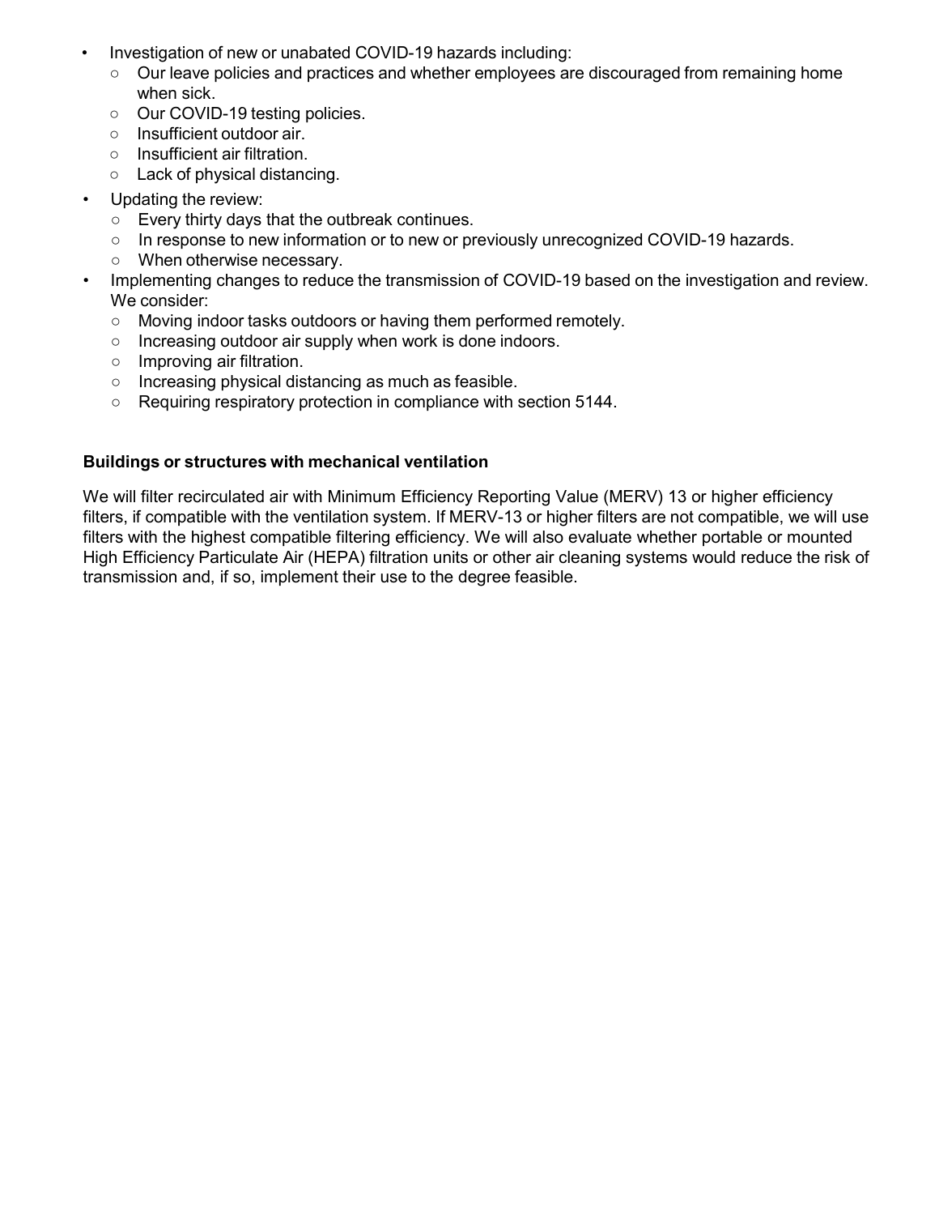- Investigation of new or unabated COVID-19 hazards including:
  - Our leave policies and practices and whether employees are discouraged from remaining home when sick.
  - Our COVID-19 testing policies.
  - Insufficient outdoor air.
  - Insufficient air filtration.
  - Lack of physical distancing.
- Updating the review:
  - Every thirty days that the outbreak continues.
  - In response to new information or to new or previously unrecognized COVID-19 hazards.
  - When otherwise necessary.
- Implementing changes to reduce the transmission of COVID-19 based on the investigation and review. We consider:
  - Moving indoor tasks outdoors or having them performed remotely.
  - Increasing outdoor air supply when work is done indoors.
  - Improving air filtration.
  - Increasing physical distancing as much as feasible.
  - Requiring respiratory protection in compliance with section 5144.

**Buildings or structures with mechanical ventilation**

We will filter recirculated air with Minimum Efficiency Reporting Value (MERV) 13 or higher efficiency filters, if compatible with the ventilation system. If MERV-13 or higher filters are not compatible, we will use filters with the highest compatible filtering efficiency. We will also evaluate whether portable or mounted High Efficiency Particulate Air (HEPA) filtration units or other air cleaning systems would reduce the risk of transmission and, if so, implement their use to the degree feasible.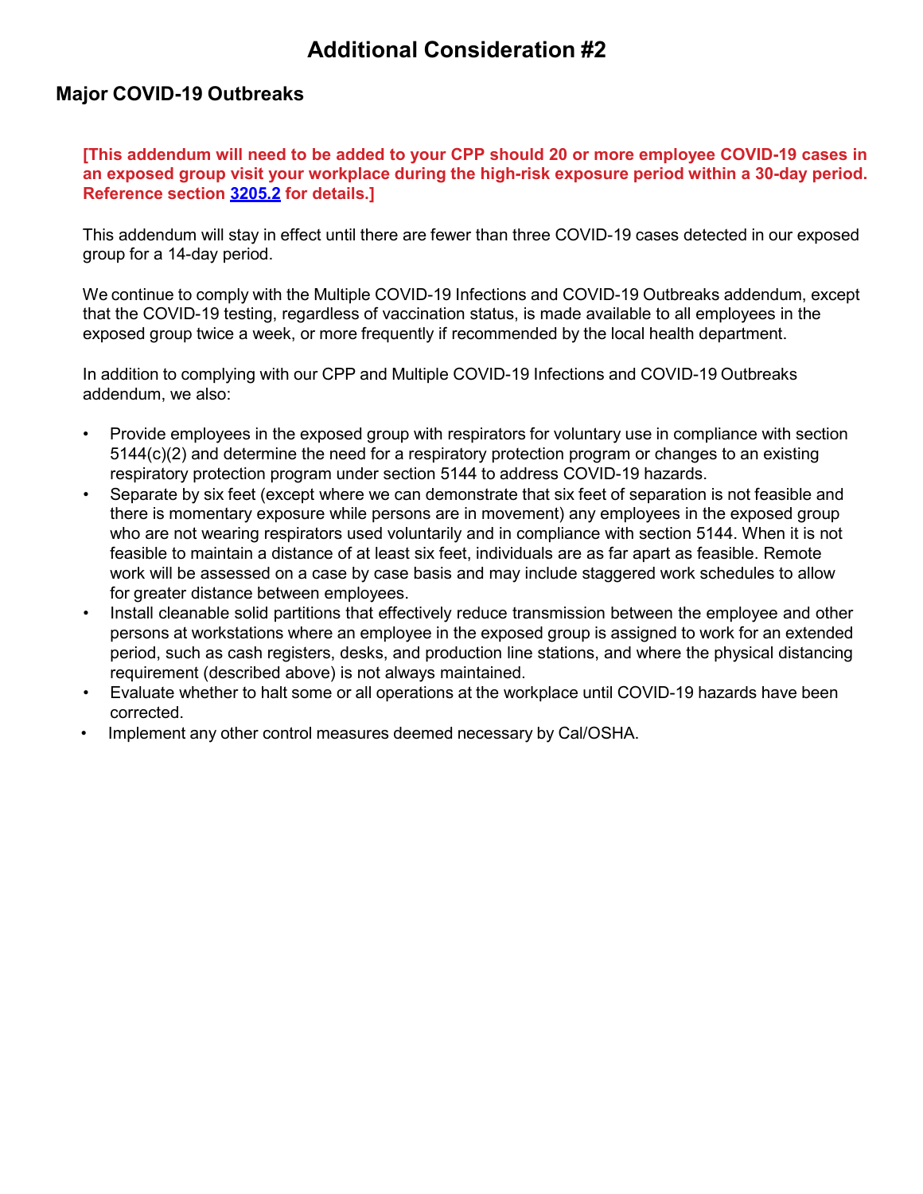# Additional Consideration #2

## Major COVID-19 Outbreaks

**[This addendum will need to be added to your CPP should 20 or more employee COVID-19 cases in an exposed group visit your workplace during the high-risk exposure period within a 30-day period. Reference section 3205.2 for details.]**

This addendum will stay in effect until there are fewer than three COVID-19 cases detected in our exposed group for a 14-day period.

We continue to comply with the Multiple COVID-19 Infections and COVID-19 Outbreaks addendum, except that the COVID-19 testing, regardless of vaccination status, is made available to all employees in the exposed group twice a week, or more frequently if recommended by the local health department.

In addition to complying with our CPP and Multiple COVID-19 Infections and COVID-19 Outbreaks addendum, we also:

- Provide employees in the exposed group with respirators for voluntary use in compliance with section 5144(c)(2) and determine the need for a respiratory protection program or changes to an existing respiratory protection program under section 5144 to address COVID-19 hazards.
- Separate by six feet (except where we can demonstrate that six feet of separation is not feasible and there is momentary exposure while persons are in movement) any employees in the exposed group who are not wearing respirators used voluntarily and in compliance with section 5144. When it is not feasible to maintain a distance of at least six feet, individuals are as far apart as feasible. Remote work will be assessed on a case by case basis and may include staggered work schedules to allow for greater distance between employees.
- Install cleanable solid partitions that effectively reduce transmission between the employee and other persons at workstations where an employee in the exposed group is assigned to work for an extended period, such as cash registers, desks, and production line stations, and where the physical distancing requirement (described above) is not always maintained.
- Evaluate whether to halt some or all operations at the workplace until COVID-19 hazards have been corrected.
- Implement any other control measures deemed necessary by Cal/OSHA.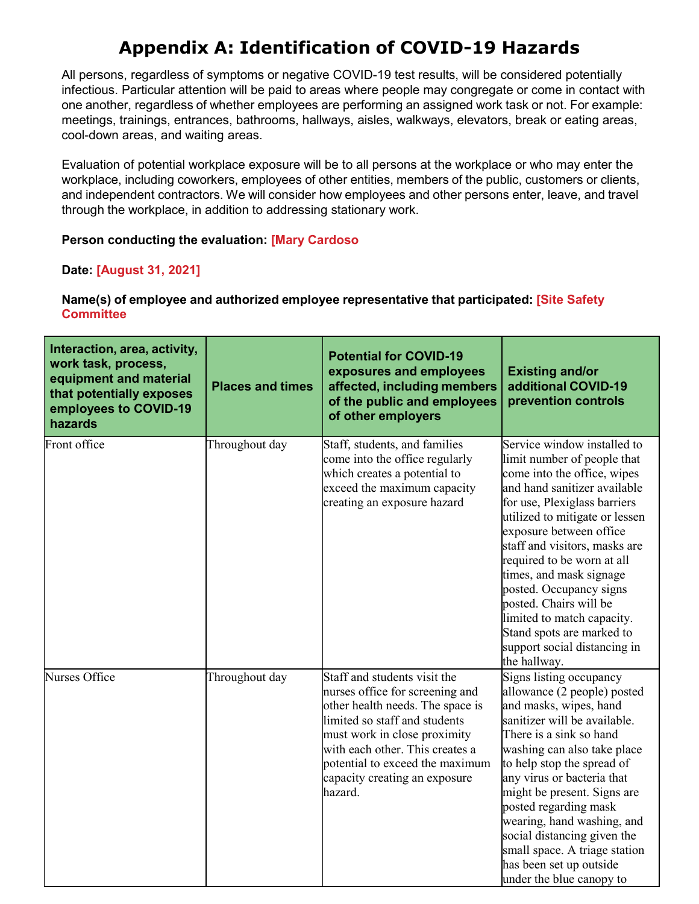# Appendix A: Identification of COVID-19 Hazards

All persons, regardless of symptoms or negative COVID-19 test results, will be considered potentially infectious. Particular attention will be paid to areas where people may congregate or come in contact with one another, regardless of whether employees are performing an assigned work task or not. For example: meetings, trainings, entrances, bathrooms, hallways, aisles, walkways, elevators, break or eating areas, cool-down areas, and waiting areas.

Evaluation of potential workplace exposure will be to all persons at the workplace or who may enter the workplace, including coworkers, employees of other entities, members of the public, customers or clients, and independent contractors. We will consider how employees and other persons enter, leave, and travel through the workplace, in addition to addressing stationary work.

**Person conducting the evaluation:** [Mary Cardoso

**Date:** [August 31, 2021]

**Name(s) of employee and authorized employee representative that participated:** [Site Safety Committee

| Interaction, area, activity, work task, process, equipment and material that potentially exposes employees to COVID-19 hazards | Places and times | Potential for COVID-19 exposures and employees affected, including members of the public and employees of other employers | Existing and/or additional COVID-19 prevention controls |
|---|---|---|---|
| Front office | Throughout day | Staff, students, and families come into the office regularly which creates a potential to exceed the maximum capacity creating an exposure hazard | Service window installed to limit number of people that come into the office, wipes and hand sanitizer available for use, Plexiglass barriers utilized to mitigate or lessen exposure between office staff and visitors, masks are required to be worn at all times, and mask signage posted. Occupancy signs posted. Chairs will be limited to match capacity. Stand spots are marked to support social distancing in the hallway. |
| Nurses Office | Throughout day | Staff and students visit the nurses office for screening and other health needs. The space is limited so staff and students must work in close proximity with each other. This creates a potential to exceed the maximum capacity creating an exposure hazard. | Signs listing occupancy allowance (2 people) posted and masks, wipes, hand sanitizer will be available. There is a sink so hand washing can also take place to help stop the spread of any virus or bacteria that might be present. Signs are posted regarding mask wearing, hand washing, and social distancing given the small space. A triage station has been set up outside under the blue canopy to |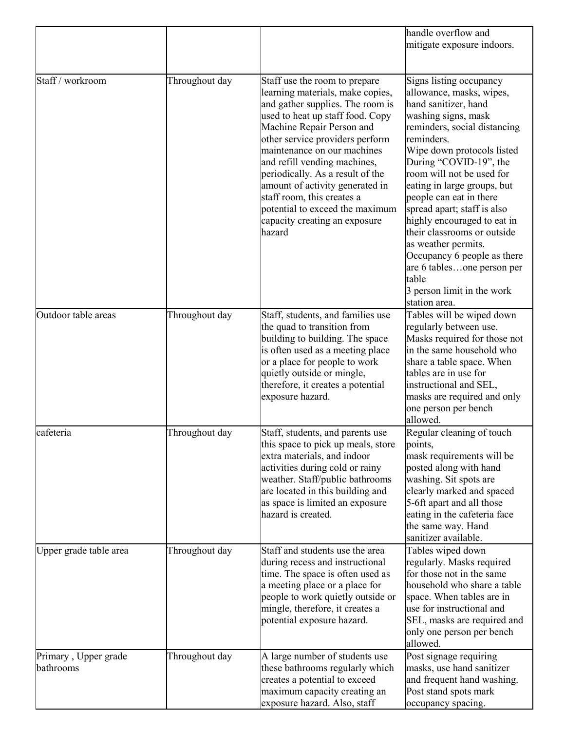| | | | |
|---|---|---|---|
| | | | handle overflow and mitigate exposure indoors. |
| Staff / workroom | Throughout day | Staff use the room to prepare learning materials, make copies, and gather supplies. The room is used to heat up staff food. Copy Machine Repair Person and other service providers perform maintenance on our machines and refill vending machines, periodically. As a result of the amount of activity generated in staff room, this creates a potential to exceed the maximum capacity creating an exposure hazard | Signs listing occupancy allowance, masks, wipes, hand sanitizer, hand washing signs, mask reminders, social distancing reminders.<br>Wipe down protocols listed During "COVID-19", the room will not be used for eating in large groups, but people can eat in there spread apart; staff is also highly encouraged to eat in their classrooms or outside as weather permits.<br>Occupancy 6 people as there are 6 tables…one person per table<br>3 person limit in the work station area. |
| Outdoor table areas | Throughout day | Staff, students, and families use the quad to transition from building to building. The space is often used as a meeting place or a place for people to work quietly outside or mingle, therefore, it creates a potential exposure hazard. | Tables will be wiped down regularly between use. Masks required for those not in the same household who share a table space. When tables are in use for instructional and SEL, masks are required and only one person per bench allowed. |
| cafeteria | Throughout day | Staff, students, and parents use this space to pick up meals, store extra materials, and indoor activities during cold or rainy weather. Staff/public bathrooms are located in this building and as space is limited an exposure hazard is created. | Regular cleaning of touch points,<br>mask requirements will be posted along with hand washing. Sit spots are clearly marked and spaced 5-6ft apart and all those eating in the cafeteria face the same way. Hand sanitizer available. |
| Upper grade table area | Throughout day | Staff and students use the area during recess and instructional time. The space is often used as a meeting place or a place for people to work quietly outside or mingle, therefore, it creates a potential exposure hazard. | Tables wiped down regularly. Masks required for those not in the same household who share a table space. When tables are in use for instructional and SEL, masks are required and only one person per bench allowed. |
| Primary , Upper grade bathrooms | Throughout day | A large number of students use these bathrooms regularly which creates a potential to exceed maximum capacity creating an exposure hazard. Also, staff | Post signage requiring masks, use hand sanitizer and frequent hand washing. Post stand spots mark occupancy spacing. |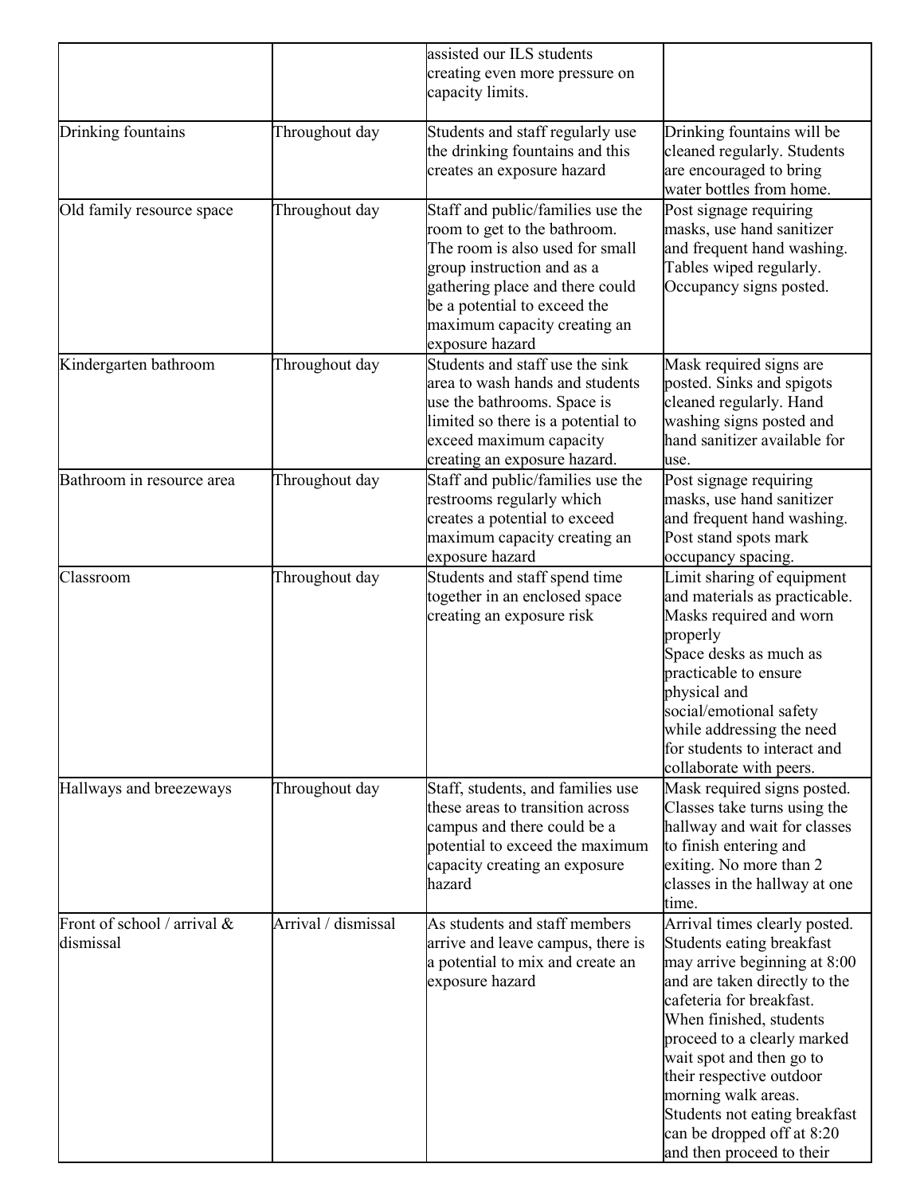| | | assisted our ILS students creating even more pressure on capacity limits. | |
|---|---|---|---|
| Drinking fountains | Throughout day | Students and staff regularly use the drinking fountains and this creates an exposure hazard | Drinking fountains will be cleaned regularly. Students are encouraged to bring water bottles from home. |
| Old family resource space | Throughout day | Staff and public/families use the room to get to the bathroom. The room is also used for small group instruction and as a gathering place and there could be a potential to exceed the maximum capacity creating an exposure hazard | Post signage requiring masks, use hand sanitizer and frequent hand washing. Tables wiped regularly. Occupancy signs posted. |
| Kindergarten bathroom | Throughout day | Students and staff use the sink area to wash hands and students use the bathrooms. Space is limited so there is a potential to exceed maximum capacity creating an exposure hazard. | Mask required signs are posted. Sinks and spigots cleaned regularly. Hand washing signs posted and hand sanitizer available for use. |
| Bathroom in resource area | Throughout day | Staff and public/families use the restrooms regularly which creates a potential to exceed maximum capacity creating an exposure hazard | Post signage requiring masks, use hand sanitizer and frequent hand washing. Post stand spots mark occupancy spacing. |
| Classroom | Throughout day | Students and staff spend time together in an enclosed space creating an exposure risk | Limit sharing of equipment and materials as practicable. Masks required and worn properly Space desks as much as practicable to ensure physical and social/emotional safety while addressing the need for students to interact and collaborate with peers. |
| Hallways and breezeways | Throughout day | Staff, students, and families use these areas to transition across campus and there could be a potential to exceed the maximum capacity creating an exposure hazard | Mask required signs posted. Classes take turns using the hallway and wait for classes to finish entering and exiting. No more than 2 classes in the hallway at one time. |
| Front of school / arrival & dismissal | Arrival / dismissal | As students and staff members arrive and leave campus, there is a potential to mix and create an exposure hazard | Arrival times clearly posted. Students eating breakfast may arrive beginning at 8:00 and are taken directly to the cafeteria for breakfast. When finished, students proceed to a clearly marked wait spot and then go to their respective outdoor morning walk areas. Students not eating breakfast can be dropped off at 8:20 and then proceed to their |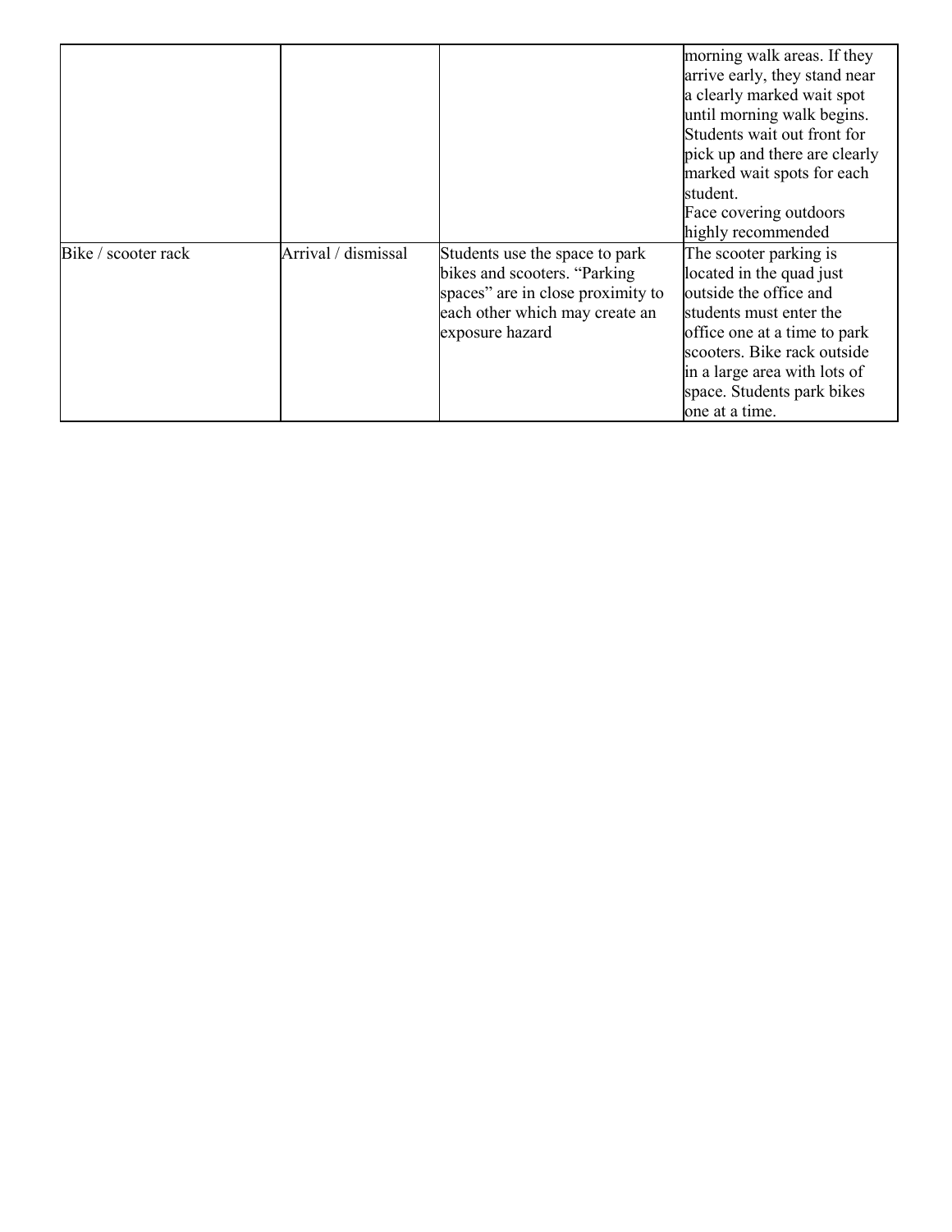| | | | |
|---|---|---|---|
| | | | morning walk areas. If they arrive early, they stand near a clearly marked wait spot until morning walk begins. Students wait out front for pick up and there are clearly marked wait spots for each student.<br>Face covering outdoors highly recommended |
| Bike / scooter rack | Arrival / dismissal | Students use the space to park bikes and scooters. "Parking spaces" are in close proximity to each other which may create an exposure hazard | The scooter parking is located in the quad just outside the office and students must enter the office one at a time to park scooters. Bike rack outside in a large area with lots of space. Students park bikes one at a time. |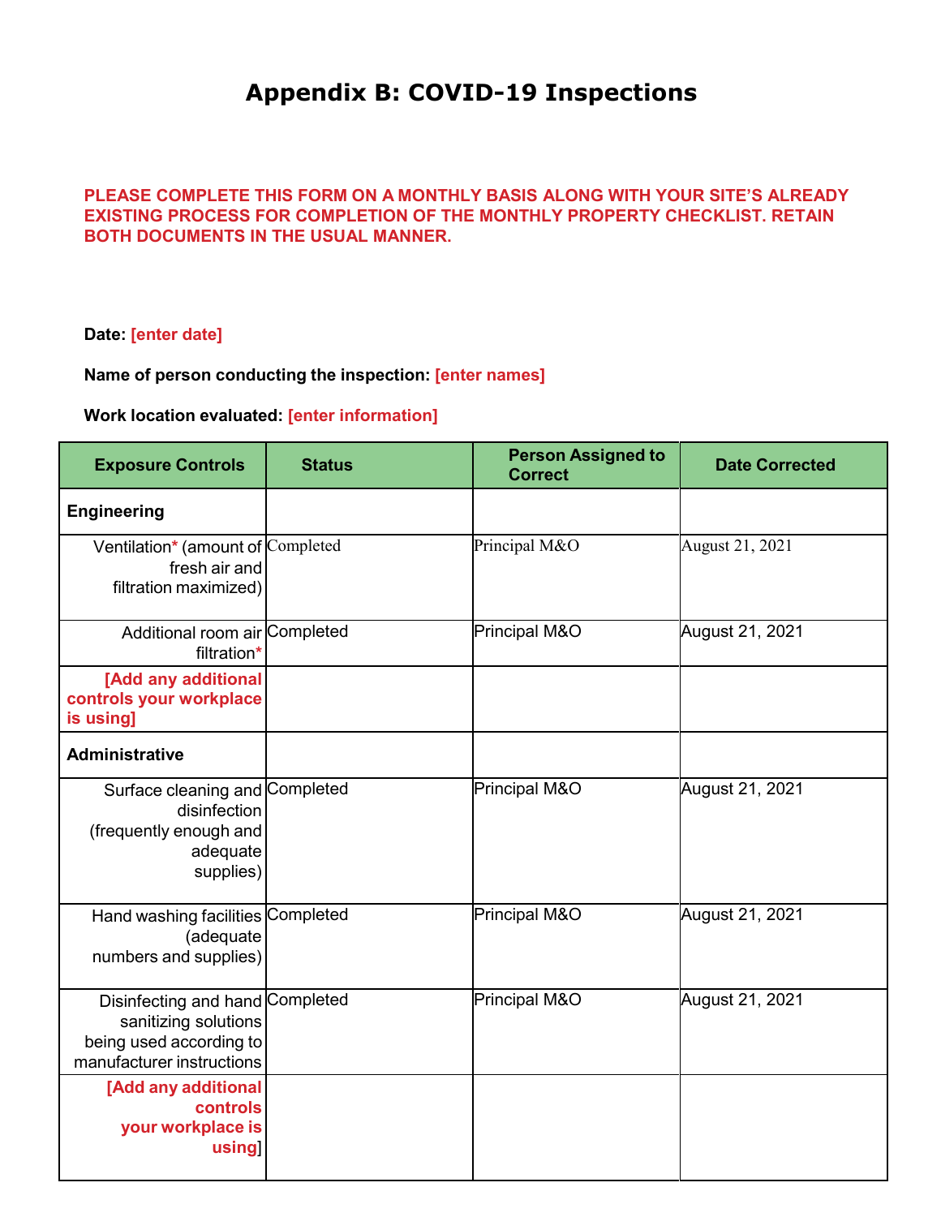# Appendix B: COVID-19 Inspections

**PLEASE COMPLETE THIS FORM ON A MONTHLY BASIS ALONG WITH YOUR SITE'S ALREADY EXISTING PROCESS FOR COMPLETION OF THE MONTHLY PROPERTY CHECKLIST. RETAIN BOTH DOCUMENTS IN THE USUAL MANNER.**

**Date:** **[enter date]**

**Name of person conducting the inspection:** **[enter names]**

**Work location evaluated:** **[enter information]**

| Exposure Controls | Status | Person Assigned to Correct | Date Corrected |
|---|---|---|---|
| **Engineering** | | | |
| Ventilation* (amount of fresh air and filtration maximized) | Completed | Principal M&O | August 21, 2021 |
| Additional room air filtration* | Completed | Principal M&O | August 21, 2021 |
| **[Add any additional controls your workplace is using]** | | | |
| **Administrative** | | | |
| Surface cleaning and disinfection (frequently enough and adequate supplies) | Completed | Principal M&O | August 21, 2021 |
| Hand washing facilities (adequate numbers and supplies) | Completed | Principal M&O | August 21, 2021 |
| Disinfecting and hand sanitizing solutions being used according to manufacturer instructions | Completed | Principal M&O | August 21, 2021 |
| **[Add any additional controls your workplace is using]** | | | |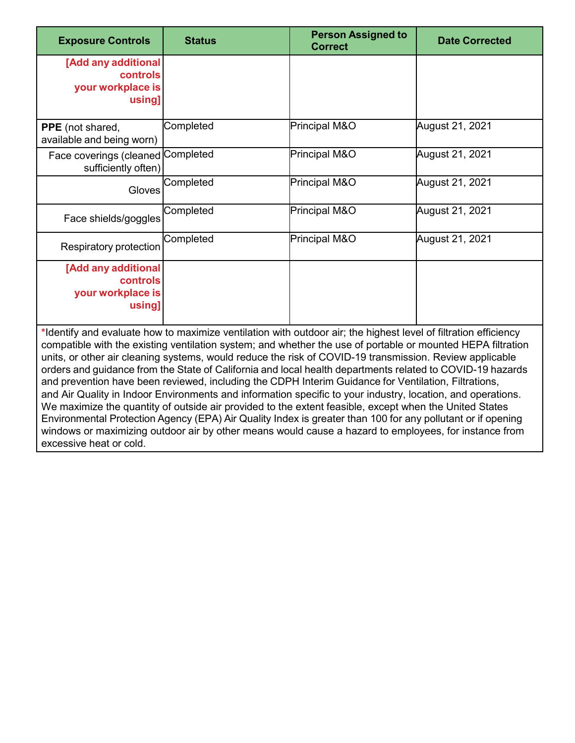| Exposure Controls | Status | Person Assigned to Correct | Date Corrected |
|---|---|---|---|
| **[Add any additional controls your workplace is using]** | | | |
| **PPE** (not shared, available and being worn) | Completed | Principal M&O | August 21, 2021 |
| Face coverings (cleaned sufficiently often) | Completed | Principal M&O | August 21, 2021 |
| Gloves | Completed | Principal M&O | August 21, 2021 |
| Face shields/goggles | Completed | Principal M&O | August 21, 2021 |
| Respiratory protection | Completed | Principal M&O | August 21, 2021 |
| **[Add any additional controls your workplace is using]** | | | |

*Identify and evaluate how to maximize ventilation with outdoor air; the highest level of filtration efficiency compatible with the existing ventilation system; and whether the use of portable or mounted HEPA filtration units, or other air cleaning systems, would reduce the risk of COVID-19 transmission. Review applicable orders and guidance from the State of California and local health departments related to COVID-19 hazards and prevention have been reviewed, including the CDPH Interim Guidance for Ventilation, Filtrations, and Air Quality in Indoor Environments and information specific to your industry, location, and operations. We maximize the quantity of outside air provided to the extent feasible, except when the United States Environmental Protection Agency (EPA) Air Quality Index is greater than 100 for any pollutant or if opening windows or maximizing outdoor air by other means would cause a hazard to employees, for instance from excessive heat or cold.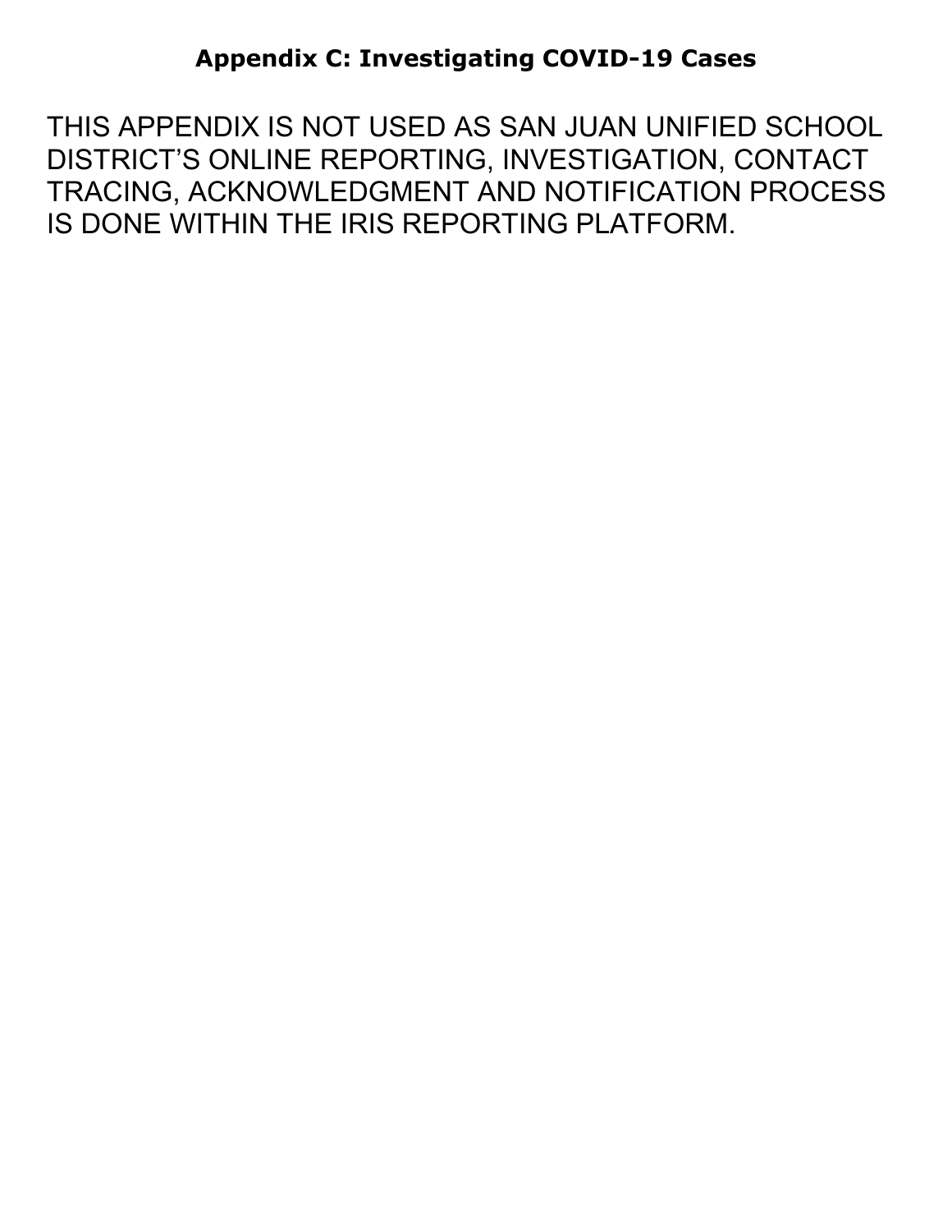## Appendix C: Investigating COVID-19 Cases

THIS APPENDIX IS NOT USED AS SAN JUAN UNIFIED SCHOOL DISTRICT'S ONLINE REPORTING, INVESTIGATION, CONTACT TRACING, ACKNOWLEDGMENT AND NOTIFICATION PROCESS IS DONE WITHIN THE IRIS REPORTING PLATFORM.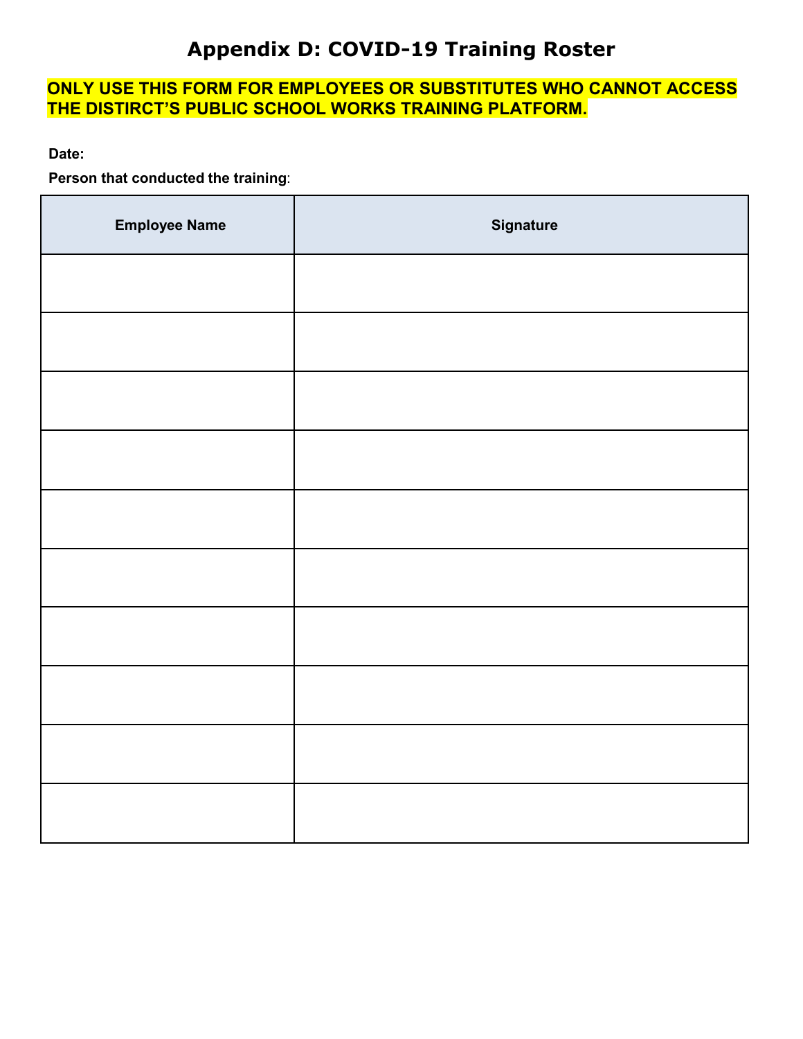# Appendix D: COVID-19 Training Roster

**ONLY USE THIS FORM FOR EMPLOYEES OR SUBSTITUTES WHO CANNOT ACCESS THE DISTIRCT'S PUBLIC SCHOOL WORKS TRAINING PLATFORM.**

**Date:**

**Person that conducted the training**:

| Employee Name | Signature |
|---|---|
| | |
| | |
| | |
| | |
| | |
| | |
| | |
| | |
| | |
| | |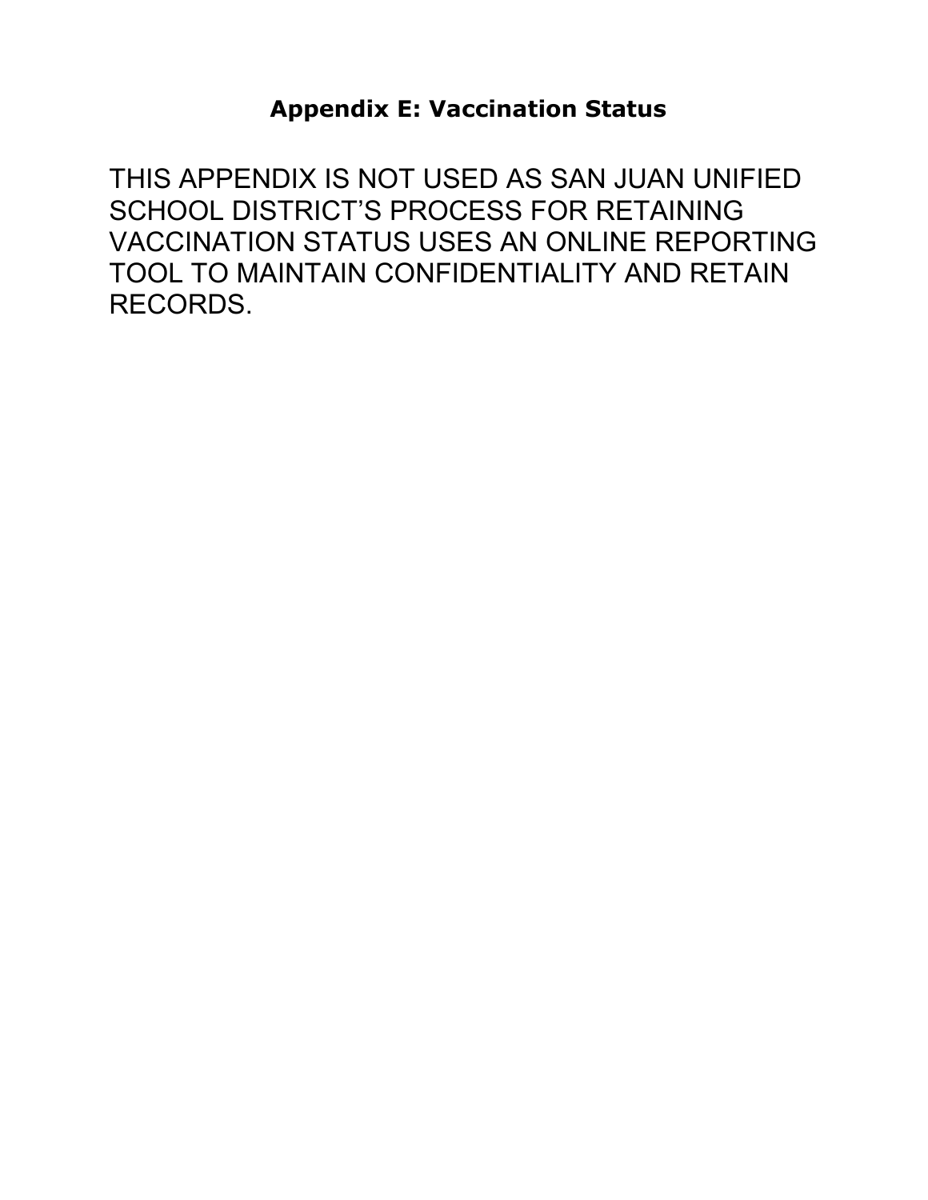## Appendix E: Vaccination Status

THIS APPENDIX IS NOT USED AS SAN JUAN UNIFIED SCHOOL DISTRICT'S PROCESS FOR RETAINING VACCINATION STATUS USES AN ONLINE REPORTING TOOL TO MAINTAIN CONFIDENTIALITY AND RETAIN RECORDS.